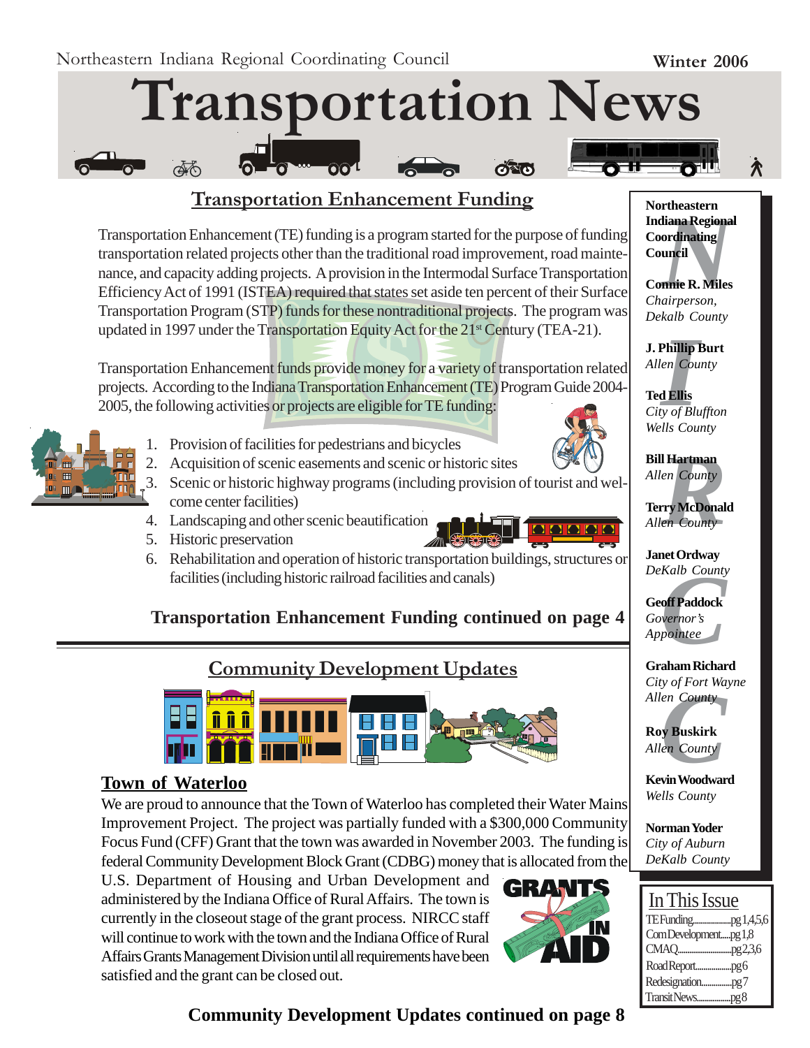Northeastern Indiana Regional Coordinating Council

Winter 2006

# Transportation News

## Transportation Enhancement Funding

Transportation Enhancement (TE) funding is a program started for the purpose of funding transportation related projects other than the traditional road improvement, road maintenance, and capacity adding projects. A provision in the Intermodal Surface Transportation Efficiency Act of 1991 (ISTEA) required that states set aside ten percent of their Surface Transportation Program (STP) funds for these nontraditional projects. The program was updated in 1997 under the Transportation Equity Act for the 21st Century (TEA-21).

Transportation Enhancement funds provide money for a variety of transportation related projects. According to the Indiana Transportation Enhancement (TE) Program Guide 2004-2005, the following activities or projects are eligible for TE funding:

1. Provision of facilities for pedestrians and bicycles
2. Acquisition of scenic easements and scenic or historic sites
3. Scenic or historic highway programs (including provision of tourist and welcome center facilities)
4. Landscaping and other scenic beautification
5. Historic preservation
6. Rehabilitation and operation of historic transportation buildings, structures or facilities (including historic railroad facilities and canals)

**Transportation Enhancement Funding continued on page 4**

## Community Development Updates

### Town of Waterloo

We are proud to announce that the Town of Waterloo has completed their Water Mains Improvement Project. The project was partially funded with a $300,000 Community Focus Fund (CFF) Grant that the town was awarded in November 2003. The funding is federal Community Development Block Grant (CDBG) money that is allocated from the U.S. Department of Housing and Urban Development and administered by the Indiana Office of Rural Affairs. The town is currently in the closeout stage of the grant process. NIRCC staff will continue to work with the town and the Indiana Office of Rural Affairs Grants Management Division until all requirements have been satisfied and the grant can be closed out.

**Community Development Updates continued on page 8**

---

**Northeastern Indiana Regional Coordinating Council**

**Connie R. Miles**
*Chairperson, Dekalb County*

**J. Phillip Burt**
*Allen County*

**Ted Ellis**
*City of Bluffton*
*Wells County*

**Bill Hartman**
*Allen County*

**Terry McDonald**
*Allen County*

**Janet Ordway**
*DeKalb County*

**Geoff Paddock**
*Governor's Appointee*

**Graham Richard**
*City of Fort Wayne*
*Allen County*

**Roy Buskirk**
*Allen County*

**Kevin Woodward**
*Wells County*

**Norman Yoder**
*City of Auburn*
*DeKalb County*

---

**In This Issue**

- TE Funding.................pg 1,4,5,6
- Com Development.....pg 1,8
- CMAQ.........................pg 2,3,6
- Road Report................pg 6
- Redesignation.............pg 7
- Transit News...............pg 8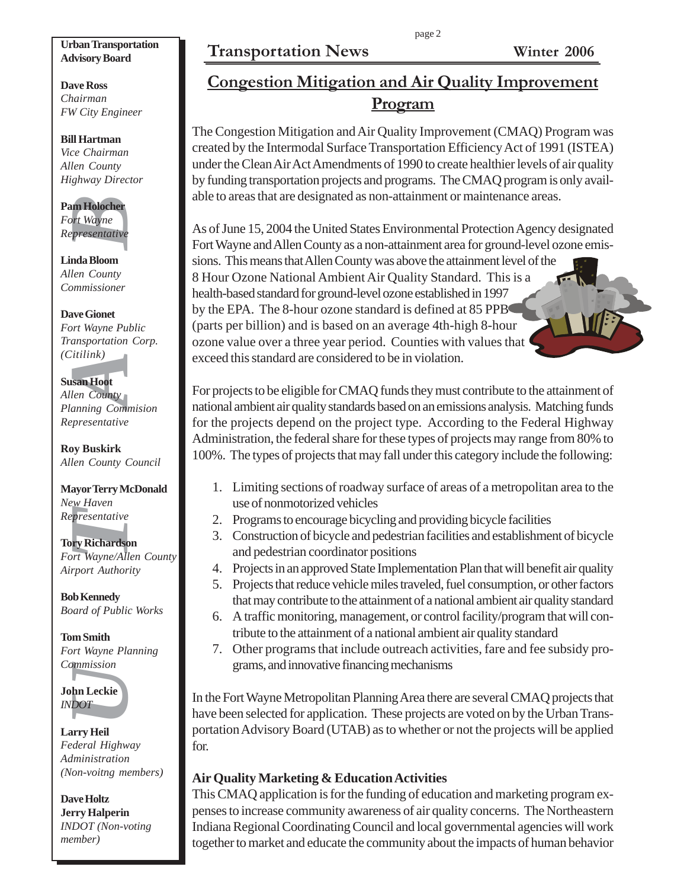**Urban Transportation Advisory Board**

**Dave Ross**
*Chairman*
*FW City Engineer*

**Bill Hartman**
*Vice Chairman*
*Allen County*
*Highway Director*

**Pam Holocher**
*Fort Wayne*
*Representative*

**Linda Bloom**
*Allen County*
*Commissioner*

**Dave Gionet**
*Fort Wayne Public*
*Transportation Corp.*
*(Citilink)*

**Susan Hoot**
*Allen County*
*Planning Commision*
*Representative*

**Roy Buskirk**
*Allen County Council*

**Mayor Terry McDonald**
*New Haven*
*Representative*

**Tory Richardson**
*Fort Wayne/Allen County*
*Airport Authority*

**Bob Kennedy**
*Board of Public Works*

**Tom Smith**
*Fort Wayne Planning*
*Commission*

**John Leckie**
*INDOT*

**Larry Heil**
*Federal Highway*
*Administration*
*(Non-voitng members)*

**Dave Holtz**
**Jerry Halperin**
*INDOT (Non-voting member)*

# Congestion Mitigation and Air Quality Improvement Program

The Congestion Mitigation and Air Quality Improvement (CMAQ) Program was created by the Intermodal Surface Transportation Efficiency Act of 1991 (ISTEA) under the Clean Air Act Amendments of 1990 to create healthier levels of air quality by funding transportation projects and programs. The CMAQ program is only available to areas that are designated as non-attainment or maintenance areas.

As of June 15, 2004 the United States Environmental Protection Agency designated Fort Wayne and Allen County as a non-attainment area for ground-level ozone emissions. This means that Allen County was above the attainment level of the 8 Hour Ozone National Ambient Air Quality Standard. This is a health-based standard for ground-level ozone established in 1997 by the EPA. The 8-hour ozone standard is defined at 85 PPB (parts per billion) and is based on an average 4th-high 8-hour ozone value over a three year period. Counties with values that exceed this standard are considered to be in violation.

For projects to be eligible for CMAQ funds they must contribute to the attainment of national ambient air quality standards based on an emissions analysis. Matching funds for the projects depend on the project type. According to the Federal Highway Administration, the federal share for these types of projects may range from 80% to 100%. The types of projects that may fall under this category include the following:

1. Limiting sections of roadway surface of areas of a metropolitan area to the use of nonmotorized vehicles
2. Programs to encourage bicycling and providing bicycle facilities
3. Construction of bicycle and pedestrian facilities and establishment of bicycle and pedestrian coordinator positions
4. Projects in an approved State Implementation Plan that will benefit air quality
5. Projects that reduce vehicle miles traveled, fuel consumption, or other factors that may contribute to the attainment of a national ambient air quality standard
6. A traffic monitoring, management, or control facility/program that will contribute to the attainment of a national ambient air quality standard
7. Other programs that include outreach activities, fare and fee subsidy programs, and innovative financing mechanisms

In the Fort Wayne Metropolitan Planning Area there are several CMAQ projects that have been selected for application. These projects are voted on by the Urban Transportation Advisory Board (UTAB) as to whether or not the projects will be applied for.

### Air Quality Marketing & Education Activities

This CMAQ application is for the funding of education and marketing program expenses to increase community awareness of air quality concerns. The Northeastern Indiana Regional Coordinating Council and local governmental agencies will work together to market and educate the community about the impacts of human behavior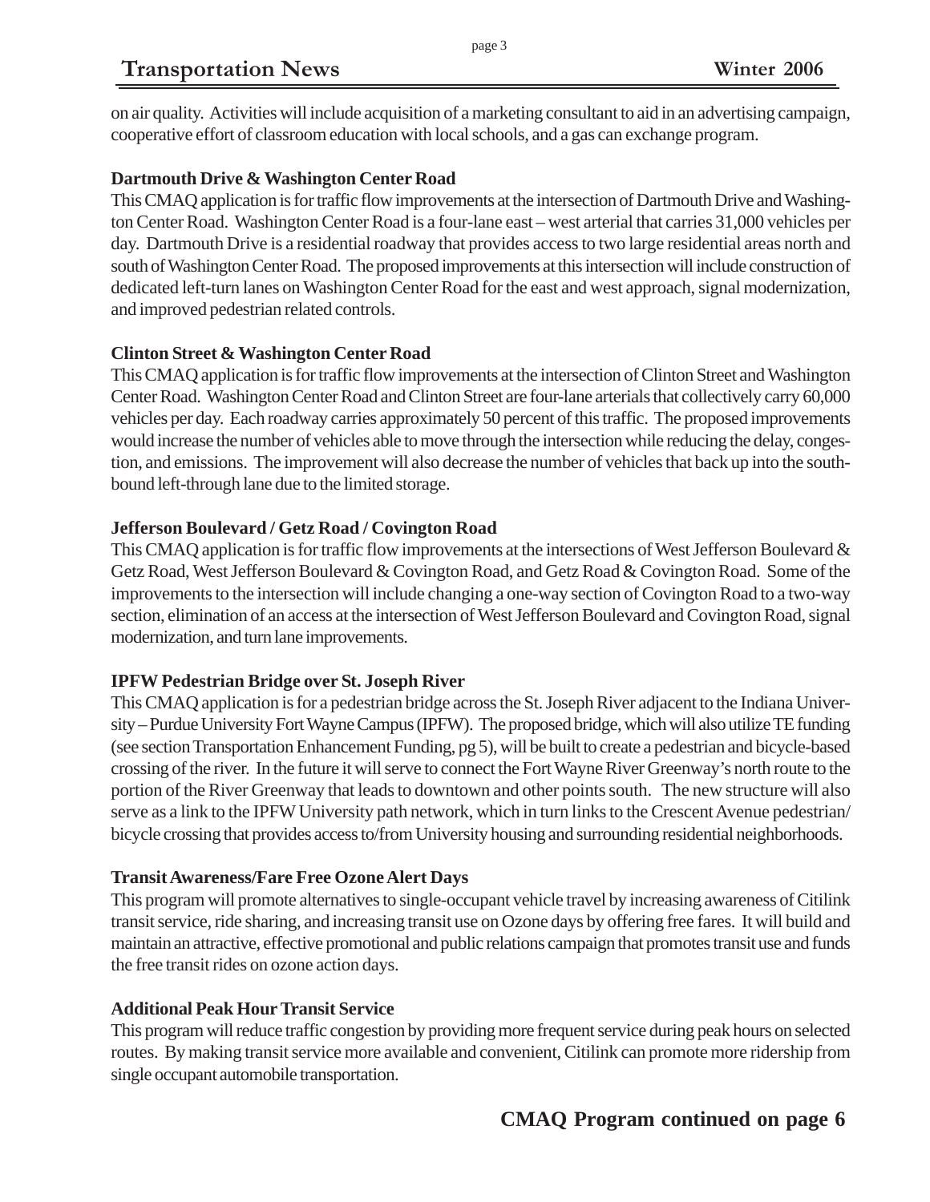on air quality. Activities will include acquisition of a marketing consultant to aid in an advertising campaign, cooperative effort of classroom education with local schools, and a gas can exchange program.

**Dartmouth Drive & Washington Center Road**

This CMAQ application is for traffic flow improvements at the intersection of Dartmouth Drive and Washington Center Road. Washington Center Road is a four-lane east – west arterial that carries 31,000 vehicles per day. Dartmouth Drive is a residential roadway that provides access to two large residential areas north and south of Washington Center Road. The proposed improvements at this intersection will include construction of dedicated left-turn lanes on Washington Center Road for the east and west approach, signal modernization, and improved pedestrian related controls.

**Clinton Street & Washington Center Road**

This CMAQ application is for traffic flow improvements at the intersection of Clinton Street and Washington Center Road. Washington Center Road and Clinton Street are four-lane arterials that collectively carry 60,000 vehicles per day. Each roadway carries approximately 50 percent of this traffic. The proposed improvements would increase the number of vehicles able to move through the intersection while reducing the delay, congestion, and emissions. The improvement will also decrease the number of vehicles that back up into the southbound left-through lane due to the limited storage.

**Jefferson Boulevard / Getz Road / Covington Road**

This CMAQ application is for traffic flow improvements at the intersections of West Jefferson Boulevard & Getz Road, West Jefferson Boulevard & Covington Road, and Getz Road & Covington Road. Some of the improvements to the intersection will include changing a one-way section of Covington Road to a two-way section, elimination of an access at the intersection of West Jefferson Boulevard and Covington Road, signal modernization, and turn lane improvements.

**IPFW Pedestrian Bridge over St. Joseph River**

This CMAQ application is for a pedestrian bridge across the St. Joseph River adjacent to the Indiana University – Purdue University Fort Wayne Campus (IPFW). The proposed bridge, which will also utilize TE funding (see section Transportation Enhancement Funding, pg 5), will be built to create a pedestrian and bicycle-based crossing of the river. In the future it will serve to connect the Fort Wayne River Greenway's north route to the portion of the River Greenway that leads to downtown and other points south. The new structure will also serve as a link to the IPFW University path network, which in turn links to the Crescent Avenue pedestrian/bicycle crossing that provides access to/from University housing and surrounding residential neighborhoods.

**Transit Awareness/Fare Free Ozone Alert Days**

This program will promote alternatives to single-occupant vehicle travel by increasing awareness of Citilink transit service, ride sharing, and increasing transit use on Ozone days by offering free fares. It will build and maintain an attractive, effective promotional and public relations campaign that promotes transit use and funds the free transit rides on ozone action days.

**Additional Peak Hour Transit Service**

This program will reduce traffic congestion by providing more frequent service during peak hours on selected routes. By making transit service more available and convenient, Citilink can promote more ridership from single occupant automobile transportation.

**CMAQ Program continued on page 6**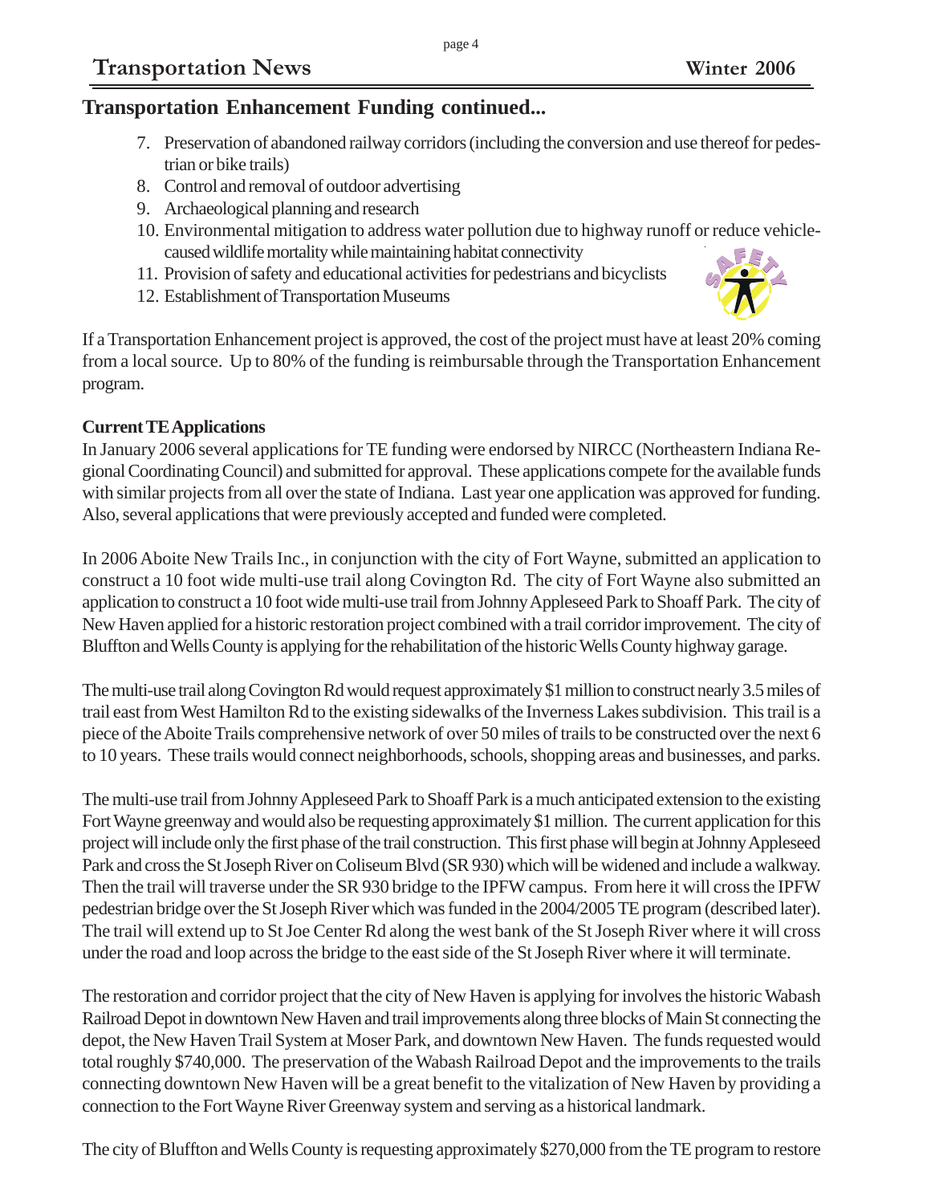## Transportation Enhancement Funding continued...

7. Preservation of abandoned railway corridors (including the conversion and use thereof for pedestrian or bike trails)
8. Control and removal of outdoor advertising
9. Archaeological planning and research
10. Environmental mitigation to address water pollution due to highway runoff or reduce vehicle-caused wildlife mortality while maintaining habitat connectivity
11. Provision of safety and educational activities for pedestrians and bicyclists
12. Establishment of Transportation Museums

If a Transportation Enhancement project is approved, the cost of the project must have at least 20% coming from a local source. Up to 80% of the funding is reimbursable through the Transportation Enhancement program.

**Current TE Applications**

In January 2006 several applications for TE funding were endorsed by NIRCC (Northeastern Indiana Regional Coordinating Council) and submitted for approval. These applications compete for the available funds with similar projects from all over the state of Indiana. Last year one application was approved for funding. Also, several applications that were previously accepted and funded were completed.

In 2006 Aboite New Trails Inc., in conjunction with the city of Fort Wayne, submitted an application to construct a 10 foot wide multi-use trail along Covington Rd. The city of Fort Wayne also submitted an application to construct a 10 foot wide multi-use trail from Johnny Appleseed Park to Shoaff Park. The city of New Haven applied for a historic restoration project combined with a trail corridor improvement. The city of Bluffton and Wells County is applying for the rehabilitation of the historic Wells County highway garage.

The multi-use trail along Covington Rd would request approximately $1 million to construct nearly 3.5 miles of trail east from West Hamilton Rd to the existing sidewalks of the Inverness Lakes subdivision. This trail is a piece of the Aboite Trails comprehensive network of over 50 miles of trails to be constructed over the next 6 to 10 years. These trails would connect neighborhoods, schools, shopping areas and businesses, and parks.

The multi-use trail from Johnny Appleseed Park to Shoaff Park is a much anticipated extension to the existing Fort Wayne greenway and would also be requesting approximately $1 million. The current application for this project will include only the first phase of the trail construction. This first phase will begin at Johnny Appleseed Park and cross the St Joseph River on Coliseum Blvd (SR 930) which will be widened and include a walkway. Then the trail will traverse under the SR 930 bridge to the IPFW campus. From here it will cross the IPFW pedestrian bridge over the St Joseph River which was funded in the 2004/2005 TE program (described later). The trail will extend up to St Joe Center Rd along the west bank of the St Joseph River where it will cross under the road and loop across the bridge to the east side of the St Joseph River where it will terminate.

The restoration and corridor project that the city of New Haven is applying for involves the historic Wabash Railroad Depot in downtown New Haven and trail improvements along three blocks of Main St connecting the depot, the New Haven Trail System at Moser Park, and downtown New Haven. The funds requested would total roughly $740,000. The preservation of the Wabash Railroad Depot and the improvements to the trails connecting downtown New Haven will be a great benefit to the vitalization of New Haven by providing a connection to the Fort Wayne River Greenway system and serving as a historical landmark.

The city of Bluffton and Wells County is requesting approximately $270,000 from the TE program to restore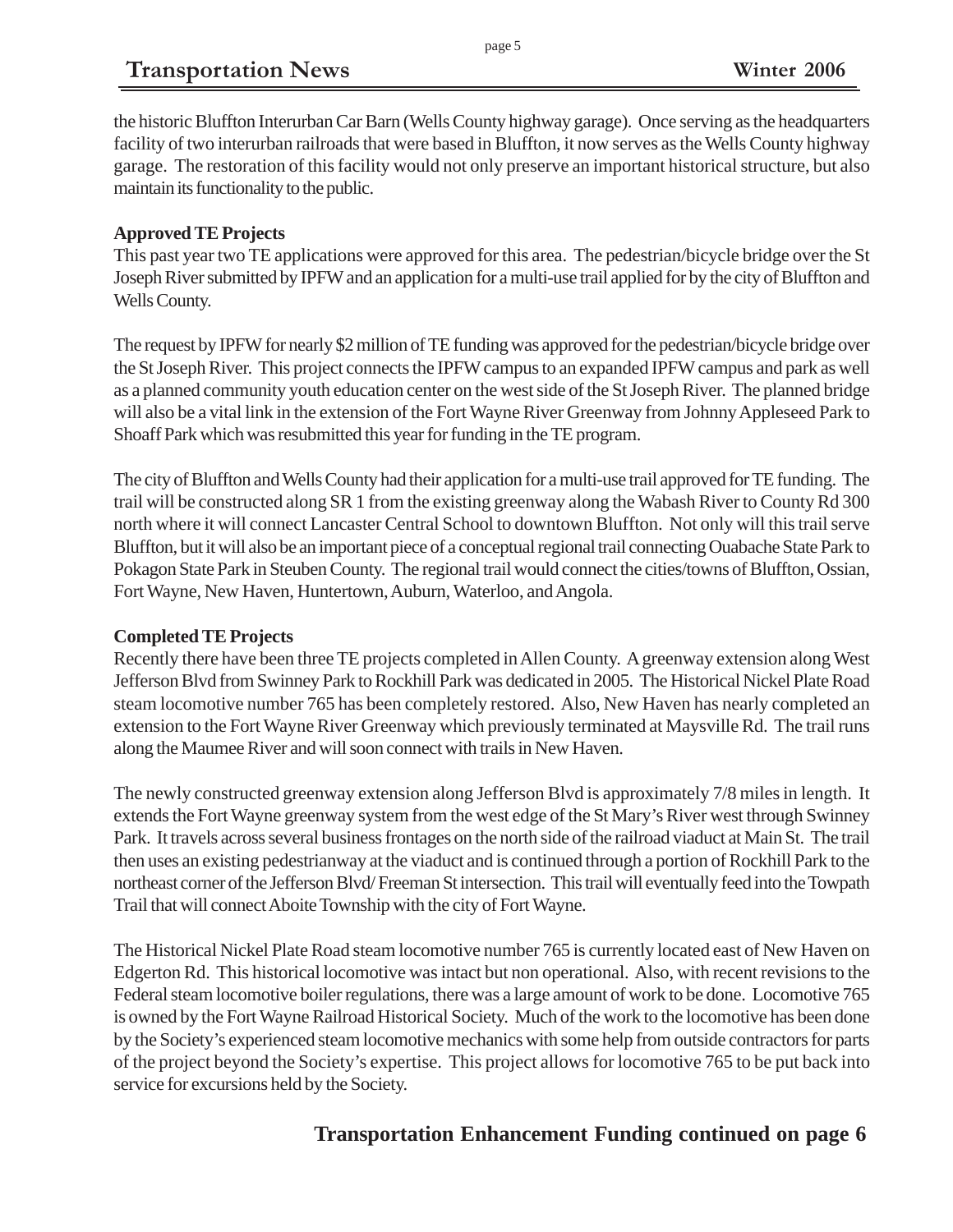the historic Bluffton Interurban Car Barn (Wells County highway garage). Once serving as the headquarters facility of two interurban railroads that were based in Bluffton, it now serves as the Wells County highway garage. The restoration of this facility would not only preserve an important historical structure, but also maintain its functionality to the public.

**Approved TE Projects**

This past year two TE applications were approved for this area. The pedestrian/bicycle bridge over the St Joseph River submitted by IPFW and an application for a multi-use trail applied for by the city of Bluffton and Wells County.

The request by IPFW for nearly $2 million of TE funding was approved for the pedestrian/bicycle bridge over the St Joseph River. This project connects the IPFW campus to an expanded IPFW campus and park as well as a planned community youth education center on the west side of the St Joseph River. The planned bridge will also be a vital link in the extension of the Fort Wayne River Greenway from Johnny Appleseed Park to Shoaff Park which was resubmitted this year for funding in the TE program.

The city of Bluffton and Wells County had their application for a multi-use trail approved for TE funding. The trail will be constructed along SR 1 from the existing greenway along the Wabash River to County Rd 300 north where it will connect Lancaster Central School to downtown Bluffton. Not only will this trail serve Bluffton, but it will also be an important piece of a conceptual regional trail connecting Ouabache State Park to Pokagon State Park in Steuben County. The regional trail would connect the cities/towns of Bluffton, Ossian, Fort Wayne, New Haven, Huntertown, Auburn, Waterloo, and Angola.

**Completed TE Projects**

Recently there have been three TE projects completed in Allen County. A greenway extension along West Jefferson Blvd from Swinney Park to Rockhill Park was dedicated in 2005. The Historical Nickel Plate Road steam locomotive number 765 has been completely restored. Also, New Haven has nearly completed an extension to the Fort Wayne River Greenway which previously terminated at Maysville Rd. The trail runs along the Maumee River and will soon connect with trails in New Haven.

The newly constructed greenway extension along Jefferson Blvd is approximately 7/8 miles in length. It extends the Fort Wayne greenway system from the west edge of the St Mary's River west through Swinney Park. It travels across several business frontages on the north side of the railroad viaduct at Main St. The trail then uses an existing pedestrianway at the viaduct and is continued through a portion of Rockhill Park to the northeast corner of the Jefferson Blvd/ Freeman St intersection. This trail will eventually feed into the Towpath Trail that will connect Aboite Township with the city of Fort Wayne.

The Historical Nickel Plate Road steam locomotive number 765 is currently located east of New Haven on Edgerton Rd. This historical locomotive was intact but non operational. Also, with recent revisions to the Federal steam locomotive boiler regulations, there was a large amount of work to be done. Locomotive 765 is owned by the Fort Wayne Railroad Historical Society. Much of the work to the locomotive has been done by the Society's experienced steam locomotive mechanics with some help from outside contractors for parts of the project beyond the Society's expertise. This project allows for locomotive 765 to be put back into service for excursions held by the Society.

**Transportation Enhancement Funding continued on page 6**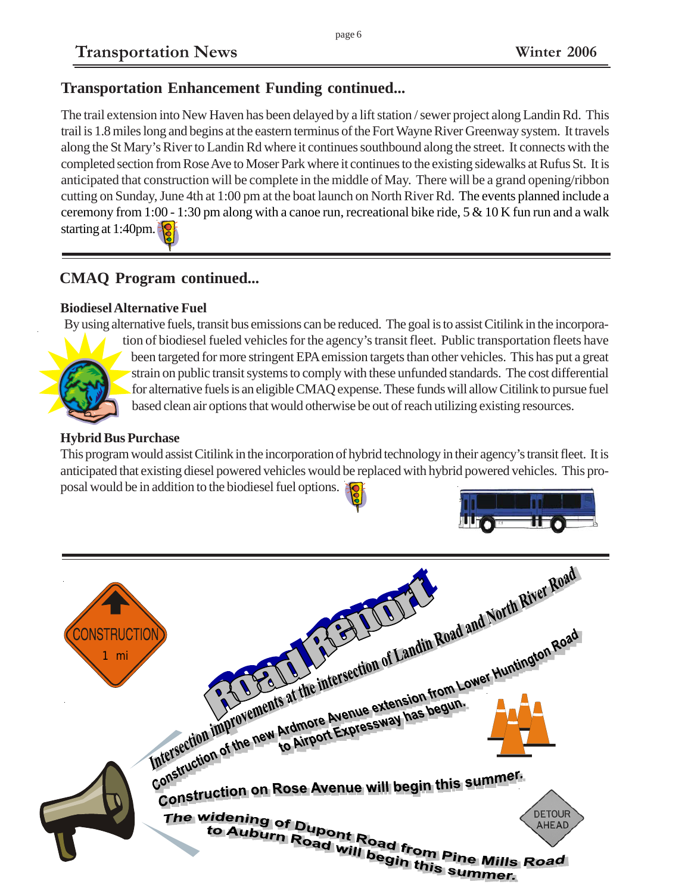## Transportation Enhancement Funding continued...

The trail extension into New Haven has been delayed by a lift station / sewer project along Landin Rd. This trail is 1.8 miles long and begins at the eastern terminus of the Fort Wayne River Greenway system. It travels along the St Mary's River to Landin Rd where it continues southbound along the street. It connects with the completed section from Rose Ave to Moser Park where it continues to the existing sidewalks at Rufus St. It is anticipated that construction will be complete in the middle of May. There will be a grand opening/ribbon cutting on Sunday, June 4th at 1:00 pm at the boat launch on North River Rd. The events planned include a ceremony from 1:00 - 1:30 pm along with a canoe run, recreational bike ride, 5 & 10 K fun run and a walk starting at 1:40pm.

## CMAQ Program continued...

### Biodiesel Alternative Fuel

By using alternative fuels, transit bus emissions can be reduced. The goal is to assist Citilink in the incorporation of biodiesel fueled vehicles for the agency's transit fleet. Public transportation fleets have been targeted for more stringent EPA emission targets than other vehicles. This has put a great strain on public transit systems to comply with these unfunded standards. The cost differential for alternative fuels is an eligible CMAQ expense. These funds will allow Citilink to pursue fuel based clean air options that would otherwise be out of reach utilizing existing resources.

### Hybrid Bus Purchase

This program would assist Citilink in the incorporation of hybrid technology in their agency's transit fleet. It is anticipated that existing diesel powered vehicles would be replaced with hybrid powered vehicles. This proposal would be in addition to the biodiesel fuel options.

## Road Report

CONSTRUCTION 1 mi

Intersection improvements at the intersection of Landin Road and North River Road

Construction of the new Ardmore Avenue extension from Lower Huntington Road to Airport Expressway has begun.

Construction on Rose Avenue will begin this summer.

The widening of Dupont Road from Pine Mills Road to Auburn Road will begin this summer.

DETOUR AHEAD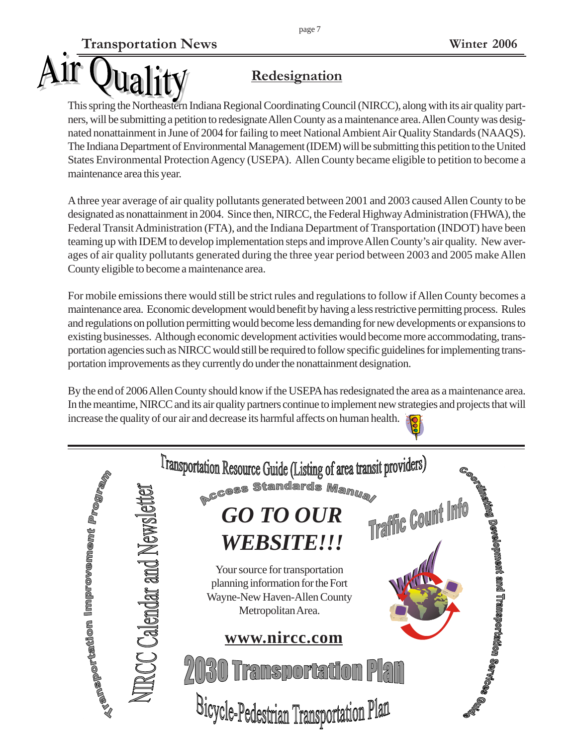# Air Quality

## Redesignation

This spring the Northeastern Indiana Regional Coordinating Council (NIRCC), along with its air quality partners, will be submitting a petition to redesignate Allen County as a maintenance area. Allen County was designated nonattainment in June of 2004 for failing to meet National Ambient Air Quality Standards (NAAQS). The Indiana Department of Environmental Management (IDEM) will be submitting this petition to the United States Environmental Protection Agency (USEPA). Allen County became eligible to petition to become a maintenance area this year.

A three year average of air quality pollutants generated between 2001 and 2003 caused Allen County to be designated as nonattainment in 2004. Since then, NIRCC, the Federal Highway Administration (FHWA), the Federal Transit Administration (FTA), and the Indiana Department of Transportation (INDOT) have been teaming up with IDEM to develop implementation steps and improve Allen County's air quality. New averages of air quality pollutants generated during the three year period between 2003 and 2005 make Allen County eligible to become a maintenance area.

For mobile emissions there would still be strict rules and regulations to follow if Allen County becomes a maintenance area. Economic development would benefit by having a less restrictive permitting process. Rules and regulations on pollution permitting would become less demanding for new developments or expansions to existing businesses. Although economic development activities would become more accommodating, transportation agencies such as NIRCC would still be required to follow specific guidelines for implementing transportation improvements as they currently do under the nonattainment designation.

By the end of 2006 Allen County should know if the USEPA has redesignated the area as a maintenance area. In the meantime, NIRCC and its air quality partners continue to implement new strategies and projects that will increase the quality of our air and decrease its harmful affects on human health.

---

Transportation Resource Guide (Listing of area transit providers)

Access Standards Manual

Traffic Count Info

Transportation Improvement Program

NIRCC Calendar and Newsletter

Coordinating Development and Transportation Services Guide

***GO TO OUR WEBSITE!!!***

Your source for transportation planning information for the Fort Wayne-New Haven-Allen County Metropolitan Area.

**www.nircc.com**

2030 Transportation Plan

Bicycle-Pedestrian Transportation Plan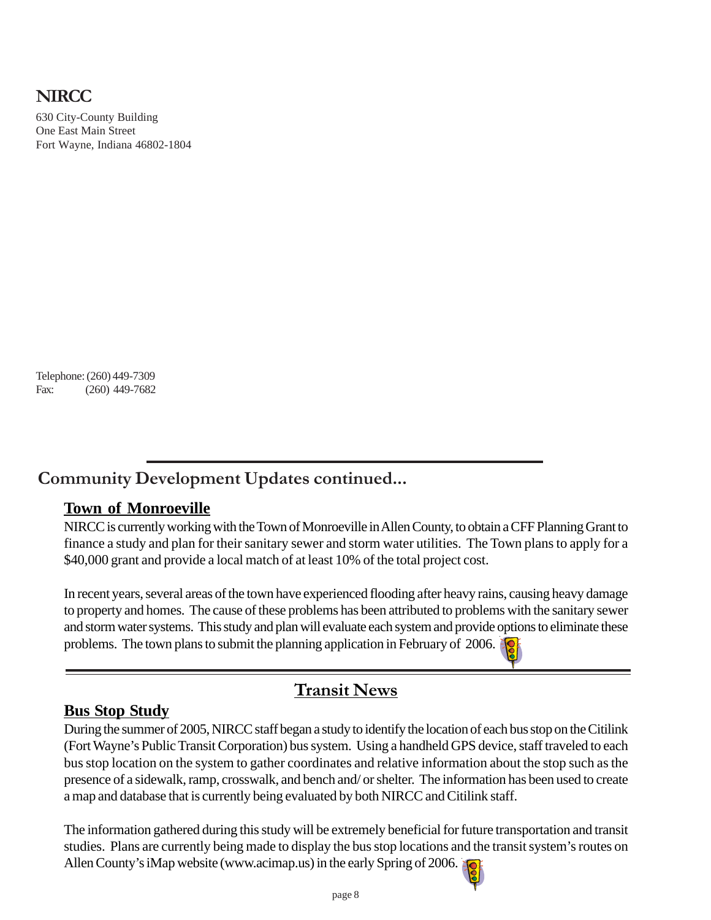**NIRCC**

630 City-County Building
One East Main Street
Fort Wayne, Indiana 46802-1804

Telephone: (260) 449-7309
Fax: (260) 449-7682

## Community Development Updates continued...

### Town of Monroeville

NIRCC is currently working with the Town of Monroeville in Allen County, to obtain a CFF Planning Grant to finance a study and plan for their sanitary sewer and storm water utilities. The Town plans to apply for a $40,000 grant and provide a local match of at least 10% of the total project cost.

In recent years, several areas of the town have experienced flooding after heavy rains, causing heavy damage to property and homes. The cause of these problems has been attributed to problems with the sanitary sewer and storm water systems. This study and plan will evaluate each system and provide options to eliminate these problems. The town plans to submit the planning application in February of 2006.

## Transit News

### Bus Stop Study

During the summer of 2005, NIRCC staff began a study to identify the location of each bus stop on the Citilink (Fort Wayne's Public Transit Corporation) bus system. Using a handheld GPS device, staff traveled to each bus stop location on the system to gather coordinates and relative information about the stop such as the presence of a sidewalk, ramp, crosswalk, and bench and/ or shelter. The information has been used to create a map and database that is currently being evaluated by both NIRCC and Citilink staff.

The information gathered during this study will be extremely beneficial for future transportation and transit studies. Plans are currently being made to display the bus stop locations and the transit system's routes on Allen County's iMap website (www.acimap.us) in the early Spring of 2006.